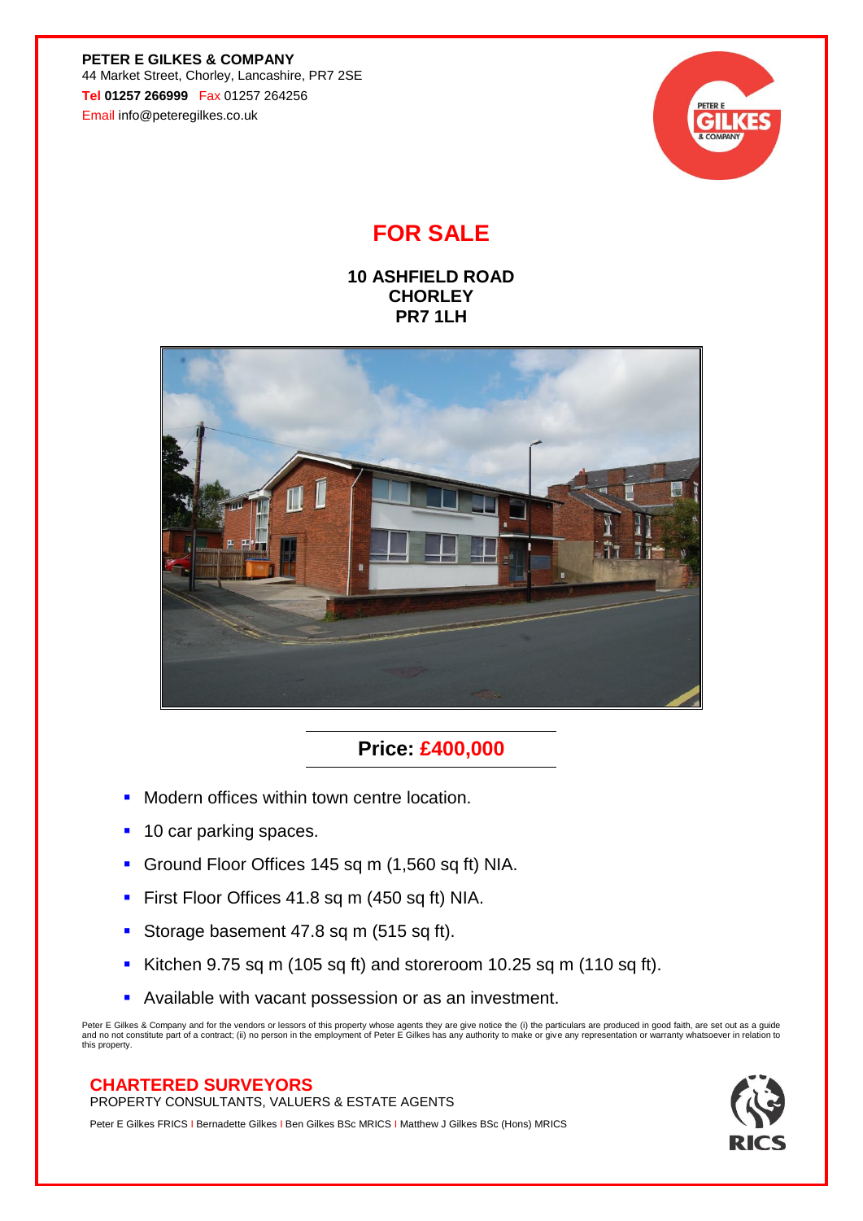**PETER E GILKES & COMPANY**
44 Market Street, Chorley, Lancashire, PR7 2SE
**Tel 01257 266999** Fax 01257 264256
Email info@peteregilkes.co.uk

# FOR SALE

**10 ASHFIELD ROAD**
**CHORLEY**
**PR7 1LH**

## Price: £400,000

- Modern offices within town centre location.
- 10 car parking spaces.
- Ground Floor Offices 145 sq m (1,560 sq ft) NIA.
- First Floor Offices 41.8 sq m (450 sq ft) NIA.
- Storage basement 47.8 sq m (515 sq ft).
- Kitchen 9.75 sq m (105 sq ft) and storeroom 10.25 sq m (110 sq ft).
- Available with vacant possession or as an investment.

Peter E Gilkes & Company and for the vendors or lessors of this property whose agents they are give notice the (i) the particulars are produced in good faith, are set out as a guide and no not constitute part of a contract; (ii) no person in the employment of Peter E Gilkes has any authority to make or give any representation or warranty whatsoever in relation to this property.

**CHARTERED SURVEYORS**
PROPERTY CONSULTANTS, VALUERS & ESTATE AGENTS

Peter E Gilkes FRICS I Bernadette Gilkes I Ben Gilkes BSc MRICS I Matthew J Gilkes BSc (Hons) MRICS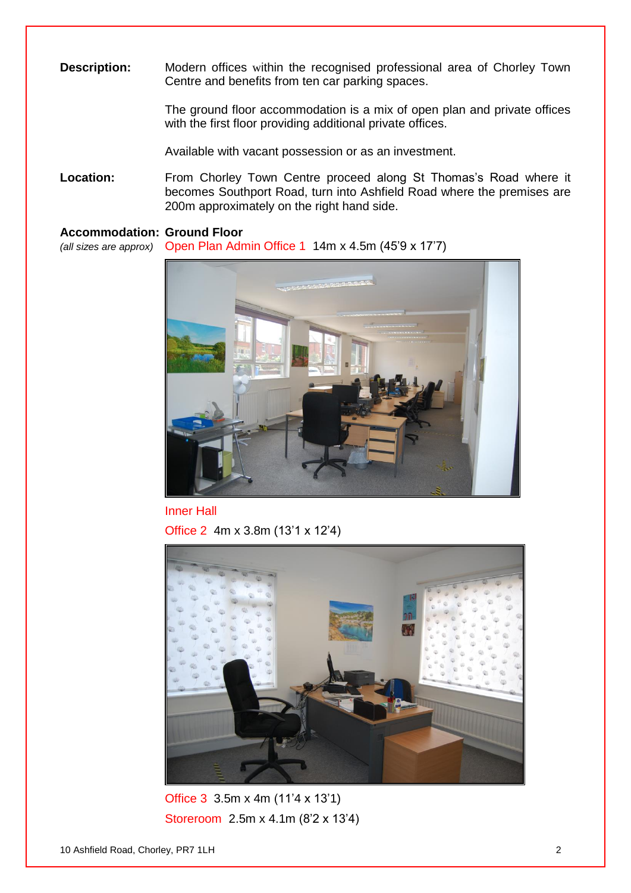**Description:** Modern offices within the recognised professional area of Chorley Town Centre and benefits from ten car parking spaces.

The ground floor accommodation is a mix of open plan and private offices with the first floor providing additional private offices.

Available with vacant possession or as an investment.

**Location:** From Chorley Town Centre proceed along St Thomas's Road where it becomes Southport Road, turn into Ashfield Road where the premises are 200m approximately on the right hand side.

**Accommodation:** **Ground Floor**

*(all sizes are approx)*

Open Plan Admin Office 1 14m x 4.5m (45'9 x 17'7)

Inner Hall

Office 2 4m x 3.8m (13'1 x 12'4)

Office 3 3.5m x 4m (11'4 x 13'1)

Storeroom 2.5m x 4.1m (8'2 x 13'4)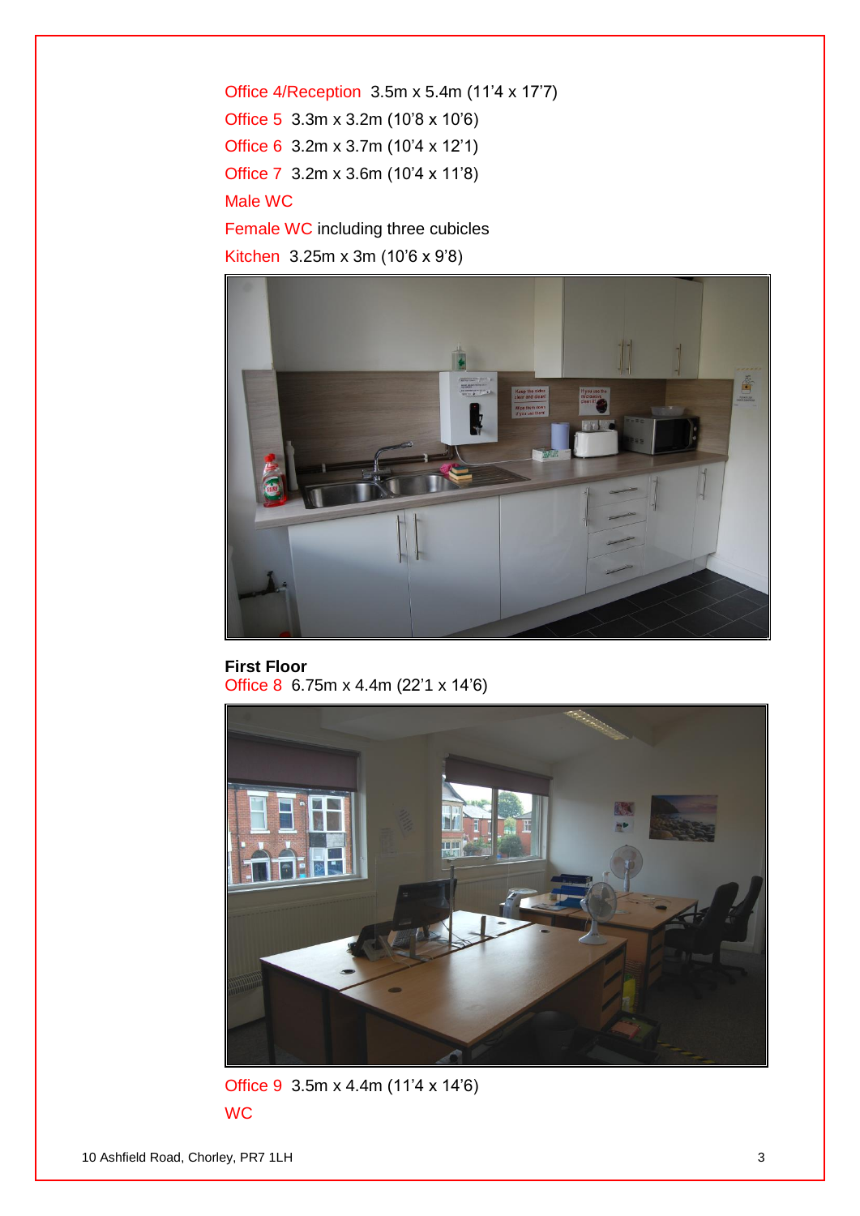Office 4/Reception  3.5m x 5.4m (11'4 x 17'7)

Office 5  3.3m x 3.2m (10'8 x 10'6)

Office 6  3.2m x 3.7m (10'4 x 12'1)

Office 7  3.2m x 3.6m (10'4 x 11'8)

Male WC

Female WC including three cubicles

Kitchen  3.25m x 3m (10'6 x 9'8)

**First Floor**

Office 8  6.75m x 4.4m (22'1 x 14'6)

Office 9  3.5m x 4.4m (11'4 x 14'6)

WC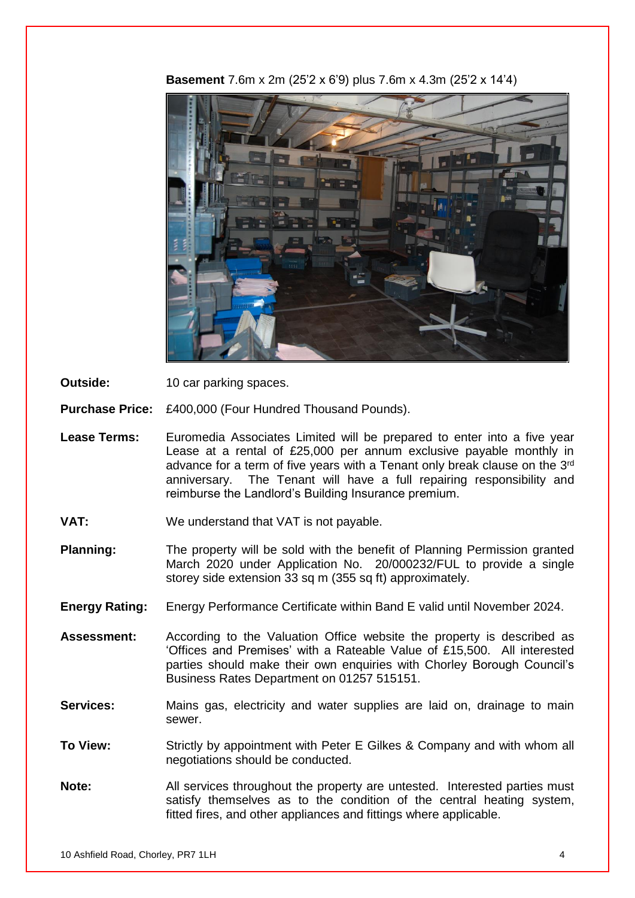**Basement** 7.6m x 2m (25'2 x 6'9) plus 7.6m x 4.3m (25'2 x 14'4)

**Outside:** 10 car parking spaces.

**Purchase Price:** £400,000 (Four Hundred Thousand Pounds).

**Lease Terms:** Euromedia Associates Limited will be prepared to enter into a five year Lease at a rental of £25,000 per annum exclusive payable monthly in advance for a term of five years with a Tenant only break clause on the 3rd anniversary. The Tenant will have a full repairing responsibility and reimburse the Landlord's Building Insurance premium.

**VAT:** We understand that VAT is not payable.

**Planning:** The property will be sold with the benefit of Planning Permission granted March 2020 under Application No. 20/000232/FUL to provide a single storey side extension 33 sq m (355 sq ft) approximately.

**Energy Rating:** Energy Performance Certificate within Band E valid until November 2024.

**Assessment:** According to the Valuation Office website the property is described as 'Offices and Premises' with a Rateable Value of £15,500. All interested parties should make their own enquiries with Chorley Borough Council's Business Rates Department on 01257 515151.

**Services:** Mains gas, electricity and water supplies are laid on, drainage to main sewer.

**To View:** Strictly by appointment with Peter E Gilkes & Company and with whom all negotiations should be conducted.

**Note:** All services throughout the property are untested. Interested parties must satisfy themselves as to the condition of the central heating system, fitted fires, and other appliances and fittings where applicable.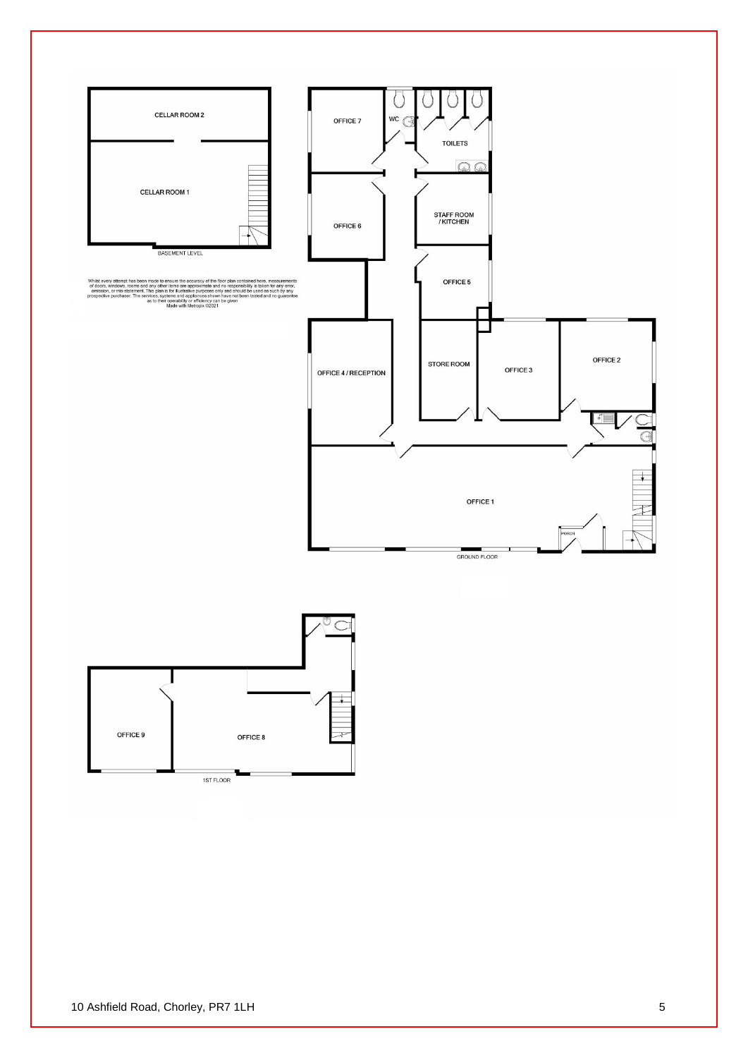CELLAR ROOM 2

CELLAR ROOM 1

BASEMENT LEVEL

Whilst every attempt has been made to ensure the accuracy of the floor plan contained here, measurements of doors, windows, rooms and any other items are approximate and no responsibility is taken for any error, omission, or mis-statement. This plan is for illustrative purposes only and should be used as such by any prospective purchaser. The services, systems and appliances shown have not been tested and no guarantee as to their operability or efficiency can be given
Made with Metropix ©2021

OFFICE 7

WC

TOILETS

OFFICE 6

STAFF ROOM / KITCHEN

OFFICE 5

OFFICE 4 / RECEPTION

STORE ROOM

OFFICE 3

OFFICE 2

OFFICE 1

PORCH

GROUND FLOOR

OFFICE 9

OFFICE 8

1ST FLOOR